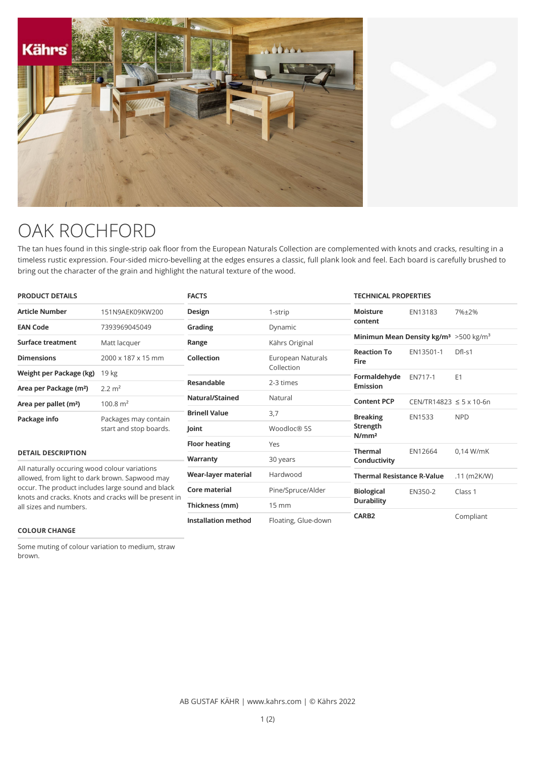# OAK ROCHFORD

The tan hues found in this single-strip oak floor from the European Naturals Collection are complemented with knots and cracks, resulting in a timeless rustic expression. Four-sided micro-bevelling at the edges ensures a classic, full plank look and feel. Each board is carefully brushed to bring out the character of the grain and highlight the natural texture of the wood.

## PRODUCT DETAILS

| | |
|---|---|
| **Article Number** | 151N9AEK09KW200 |
| **EAN Code** | 7393969045049 |
| **Surface treatment** | Matt lacquer |
| **Dimensions** | 2000 x 187 x 15 mm |
| **Weight per Package (kg)** | 19 kg |
| **Area per Package (m²)** | 2.2 m² |
| **Area per pallet (m²)** | 100.8 m² |
| **Package info** | Packages may contain start and stop boards. |

## DETAIL DESCRIPTION

All naturally occuring wood colour variations allowed, from light to dark brown. Sapwood may occur. The product includes large sound and black knots and cracks. Knots and cracks will be present in all sizes and numbers.

## COLOUR CHANGE

Some muting of colour variation to medium, straw brown.

## FACTS

| | |
|---|---|
| **Design** | 1-strip |
| **Grading** | Dynamic |
| **Range** | Kährs Original |
| **Collection** | European Naturals Collection |
| **Resandable** | 2-3 times |
| **Natural/Stained** | Natural |
| **Brinell Value** | 3,7 |
| **Joint** | Woodloc® 5S |
| **Floor heating** | Yes |
| **Warranty** | 30 years |
| **Wear-layer material** | Hardwood |
| **Core material** | Pine/Spruce/Alder |
| **Thickness (mm)** | 15 mm |
| **Installation method** | Floating, Glue-down |

## TECHNICAL PROPERTIES

| | | |
|---|---|---|
| **Moisture content** | EN13183 | 7%±2% |
| **Minimun Mean Density kg/m³** | | >500 kg/m³ |
| **Reaction To Fire** | EN13501-1 | Dfl-s1 |
| **Formaldehyde Emission** | EN717-1 | E1 |
| **Content PCP** | CEN/TR14823 | ≤ 5 x 10-6n |
| **Breaking Strength N/mm²** | EN1533 | NPD |
| **Thermal Conductivity** | EN12664 | 0,14 W/mK |
| **Thermal Resistance R-Value** | | .11 (m2K/W) |
| **Biological Durability** | EN350-2 | Class 1 |
| **CARB2** | | Compliant |

AB GUSTAF KÄHR | www.kahrs.com | © Kährs 2022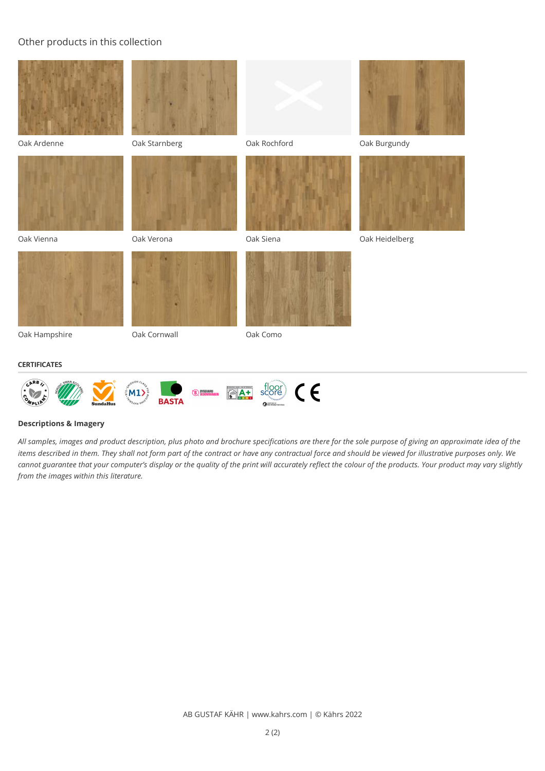Other products in this collection

Oak Ardenne

Oak Starnberg

Oak Rochford

Oak Burgundy

Oak Vienna

Oak Verona

Oak Siena

Oak Heidelberg

Oak Hampshire

Oak Cornwall

Oak Como

**CERTIFICATES**

**Descriptions & Imagery**

*All samples, images and product description, plus photo and brochure specifications are there for the sole purpose of giving an approximate idea of the items described in them. They shall not form part of the contract or have any contractual force and should be viewed for illustrative purposes only. We cannot guarantee that your computer's display or the quality of the print will accurately reflect the colour of the products. Your product may vary slightly from the images within this literature.*

AB GUSTAF KÄHR | www.kahrs.com | © Kährs 2022